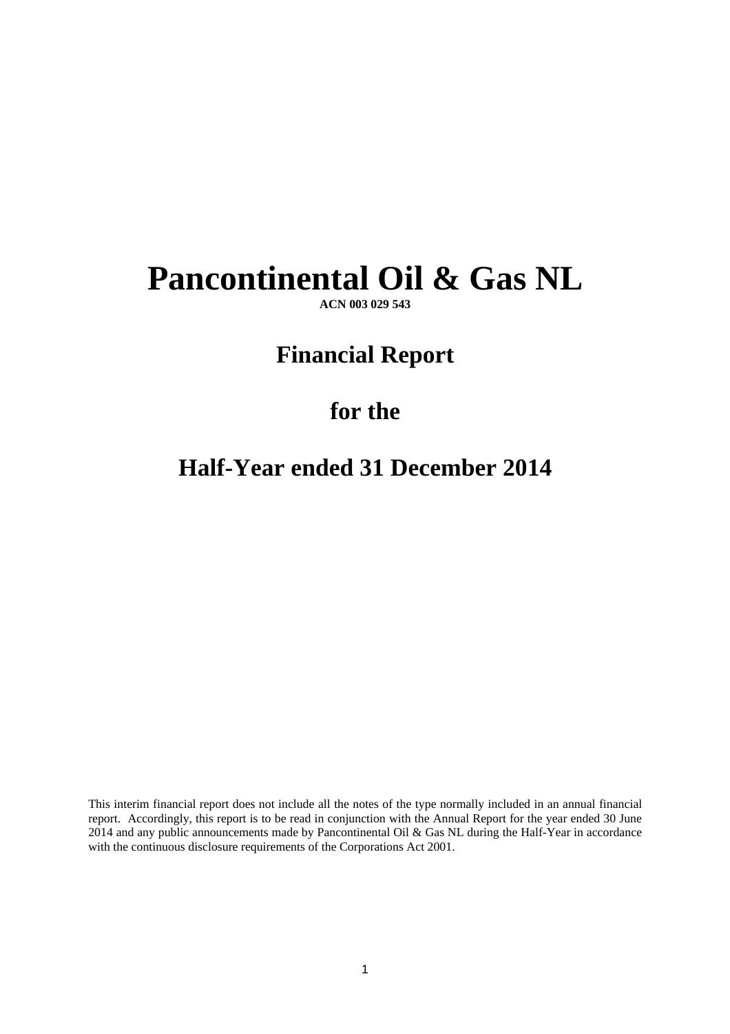# Pancontinental Oil & Gas NL

**ACN 003 029 543**

## Financial Report

## for the

## Half-Year ended 31 December 2014

This interim financial report does not include all the notes of the type normally included in an annual financial report. Accordingly, this report is to be read in conjunction with the Annual Report for the year ended 30 June 2014 and any public announcements made by Pancontinental Oil & Gas NL during the Half-Year in accordance with the continuous disclosure requirements of the Corporations Act 2001.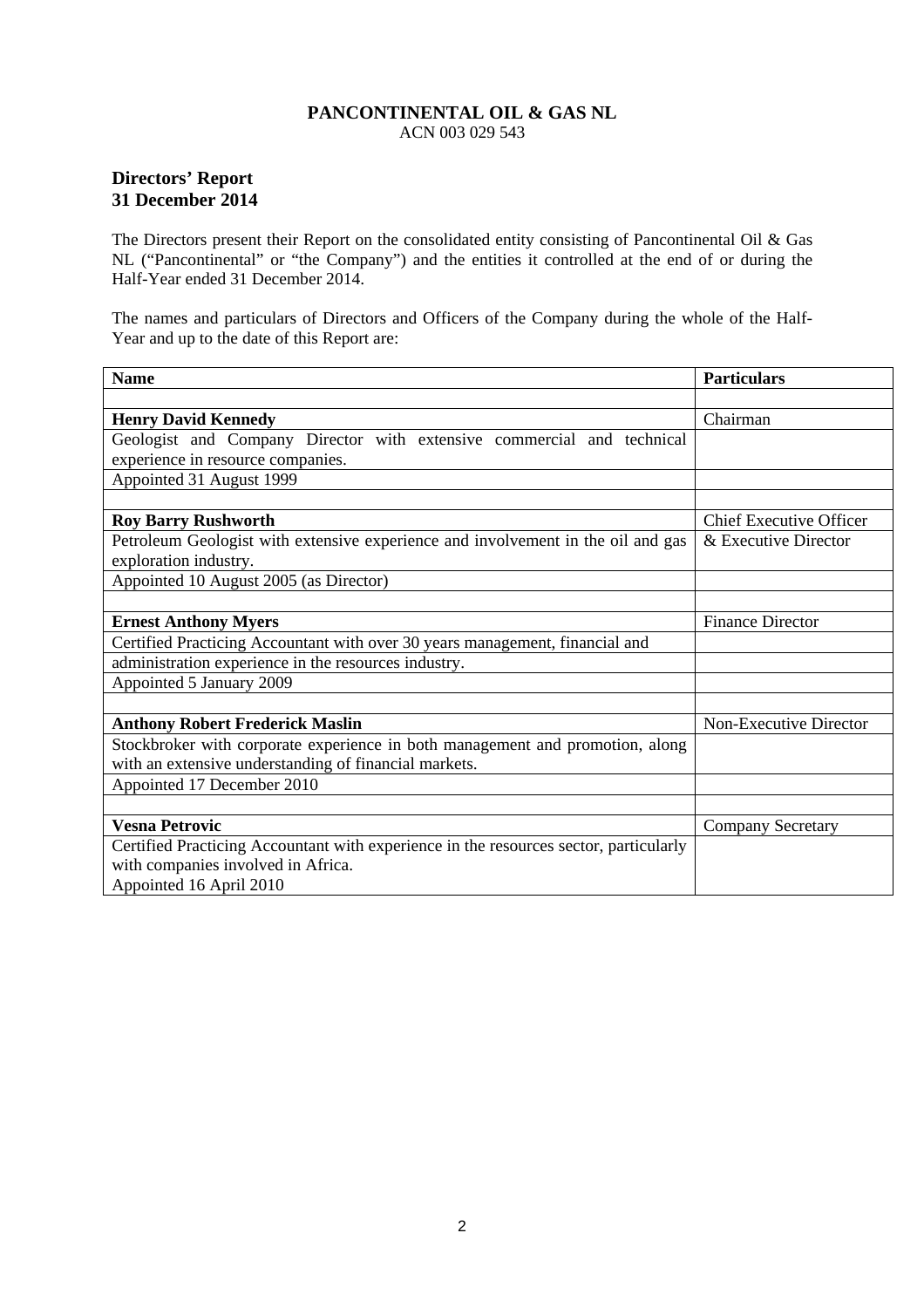**PANCONTINENTAL OIL & GAS NL**
ACN 003 029 543

## Directors' Report
## 31 December 2014

The Directors present their Report on the consolidated entity consisting of Pancontinental Oil & Gas NL ("Pancontinental" or "the Company") and the entities it controlled at the end of or during the Half-Year ended 31 December 2014.

The names and particulars of Directors and Officers of the Company during the whole of the Half-Year and up to the date of this Report are:

| Name | Particulars |
|---|---|
| | |
| **Henry David Kennedy** | Chairman |
| Geologist and Company Director with extensive commercial and technical experience in resource companies. | |
| Appointed 31 August 1999 | |
| | |
| **Roy Barry Rushworth** | Chief Executive Officer |
| Petroleum Geologist with extensive experience and involvement in the oil and gas exploration industry. | & Executive Director |
| Appointed 10 August 2005 (as Director) | |
| | |
| **Ernest Anthony Myers** | Finance Director |
| Certified Practicing Accountant with over 30 years management, financial and | |
| administration experience in the resources industry. | |
| Appointed 5 January 2009 | |
| | |
| **Anthony Robert Frederick Maslin** | Non-Executive Director |
| Stockbroker with corporate experience in both management and promotion, along with an extensive understanding of financial markets. | |
| Appointed 17 December 2010 | |
| | |
| **Vesna Petrovic** | Company Secretary |
| Certified Practicing Accountant with experience in the resources sector, particularly with companies involved in Africa. Appointed 16 April 2010 | |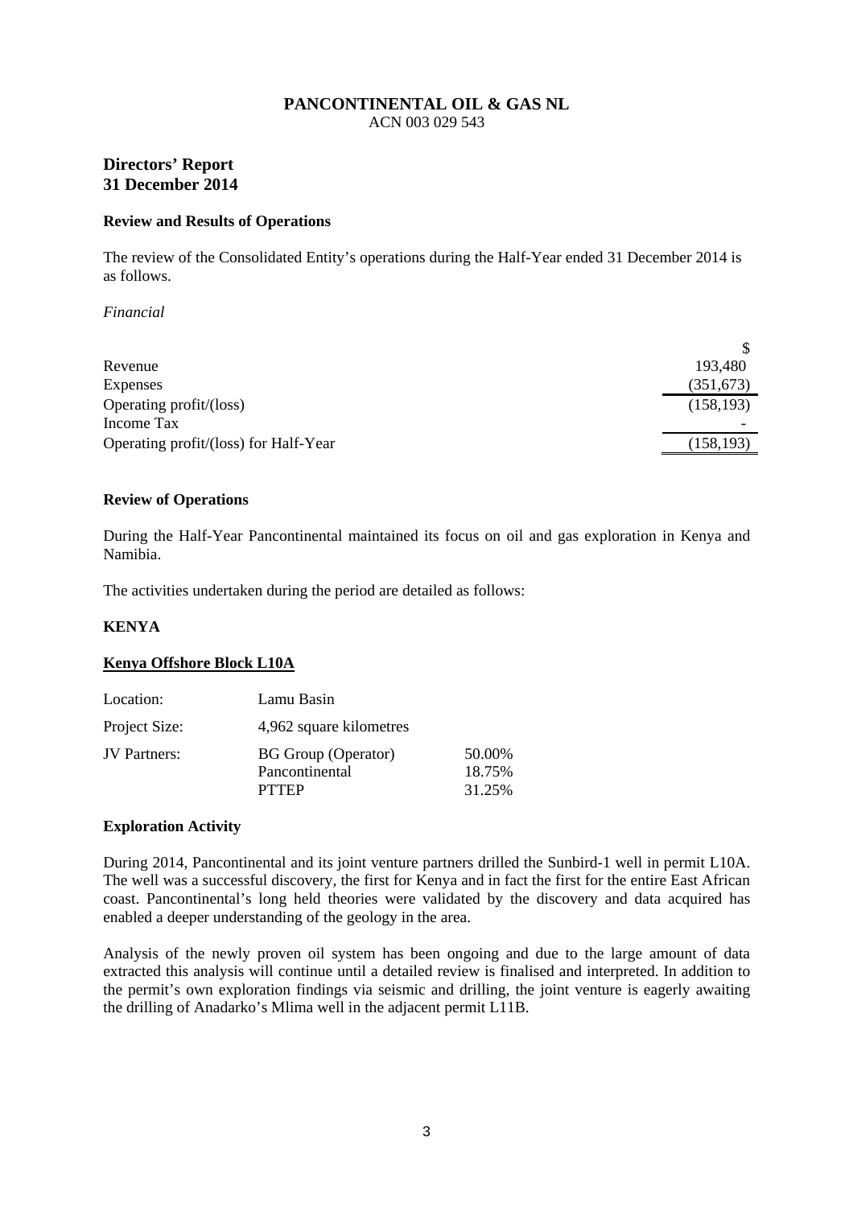# PANCONTINENTAL OIL & GAS NL

ACN 003 029 543

## Directors' Report
## 31 December 2014

### Review and Results of Operations

The review of the Consolidated Entity's operations during the Half-Year ended 31 December 2014 is as follows.

*Financial*

| | $ |
|---|---|
| Revenue | 193,480 |
| Expenses | (351,673) |
| Operating profit/(loss) | (158,193) |
| Income Tax | - |
| Operating profit/(loss) for Half-Year | (158,193) |

### Review of Operations

During the Half-Year Pancontinental maintained its focus on oil and gas exploration in Kenya and Namibia.

The activities undertaken during the period are detailed as follows:

### KENYA

#### Kenya Offshore Block L10A

| | | |
|---|---|---|
| Location: | Lamu Basin | |
| Project Size: | 4,962 square kilometres | |
| JV Partners: | BG Group (Operator) | 50.00% |
| | Pancontinental | 18.75% |
| | PTTEP | 31.25% |

### Exploration Activity

During 2014, Pancontinental and its joint venture partners drilled the Sunbird-1 well in permit L10A. The well was a successful discovery, the first for Kenya and in fact the first for the entire East African coast. Pancontinental's long held theories were validated by the discovery and data acquired has enabled a deeper understanding of the geology in the area.

Analysis of the newly proven oil system has been ongoing and due to the large amount of data extracted this analysis will continue until a detailed review is finalised and interpreted. In addition to the permit's own exploration findings via seismic and drilling, the joint venture is eagerly awaiting the drilling of Anadarko's Mlima well in the adjacent permit L11B.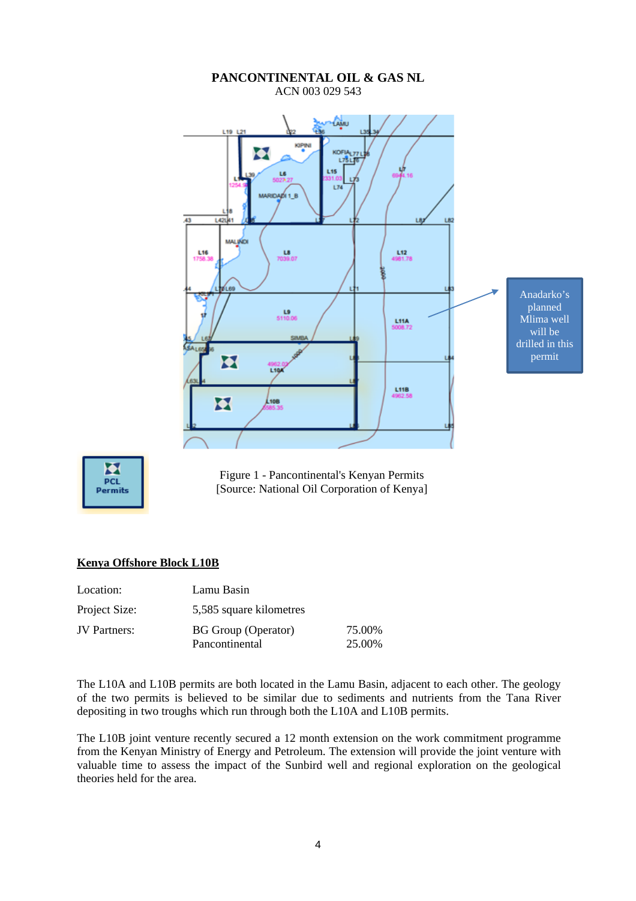**PANCONTINENTAL OIL & GAS NL**
ACN 003 029 543

Anadarko's planned Mlima well will be drilled in this permit

PCL Permits

Figure 1 - Pancontinental's Kenyan Permits
[Source: National Oil Corporation of Kenya]

## Kenya Offshore Block L10B

| | | |
|---|---|---|
| Location: | Lamu Basin | |
| Project Size: | 5,585 square kilometres | |
| JV Partners: | BG Group (Operator) | 75.00% |
| | Pancontinental | 25.00% |

The L10A and L10B permits are both located in the Lamu Basin, adjacent to each other. The geology of the two permits is believed to be similar due to sediments and nutrients from the Tana River depositing in two troughs which run through both the L10A and L10B permits.

The L10B joint venture recently secured a 12 month extension on the work commitment programme from the Kenyan Ministry of Energy and Petroleum. The extension will provide the joint venture with valuable time to assess the impact of the Sunbird well and regional exploration on the geological theories held for the area.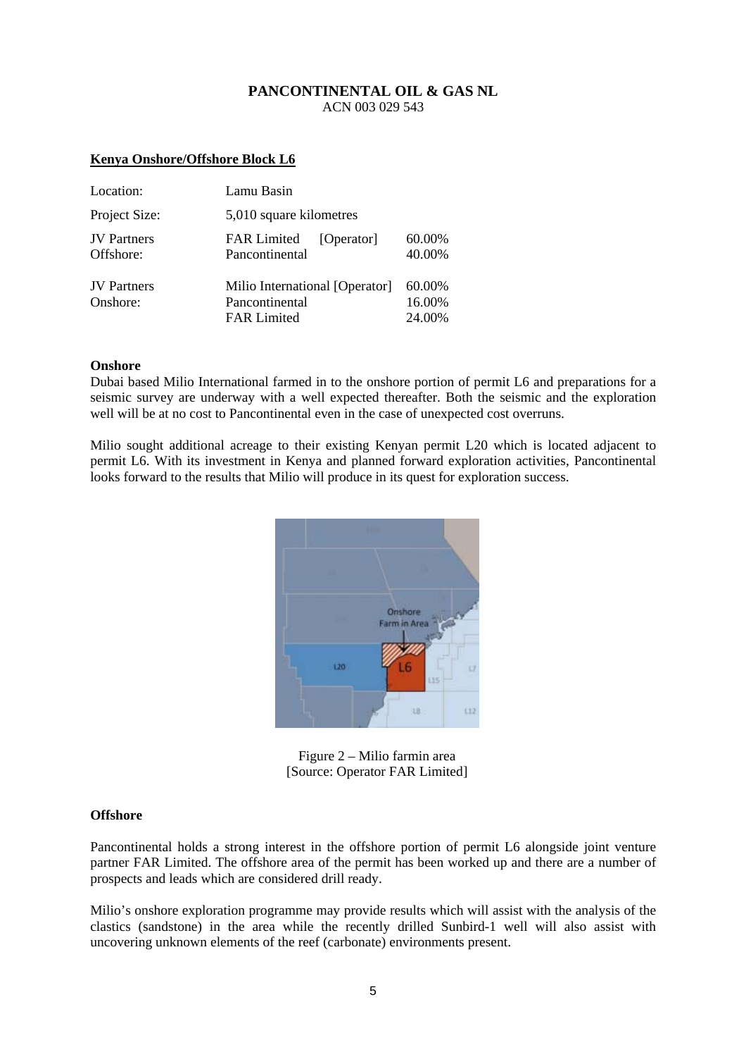**PANCONTINENTAL OIL & GAS NL**
ACN 003 029 543

## Kenya Onshore/Offshore Block L6

| | | |
|---|---|---|
| Location: | Lamu Basin | |
| Project Size: | 5,010 square kilometres | |
| JV Partners Offshore: | FAR Limited [Operator] | 60.00% |
| | Pancontinental | 40.00% |
| JV Partners Onshore: | Milio International [Operator] | 60.00% |
| | Pancontinental | 16.00% |
| | FAR Limited | 24.00% |

**Onshore**

Dubai based Milio International farmed in to the onshore portion of permit L6 and preparations for a seismic survey are underway with a well expected thereafter. Both the seismic and the exploration well will be at no cost to Pancontinental even in the case of unexpected cost overruns.

Milio sought additional acreage to their existing Kenyan permit L20 which is located adjacent to permit L6. With its investment in Kenya and planned forward exploration activities, Pancontinental looks forward to the results that Milio will produce in its quest for exploration success.

Figure 2 – Milio farmin area
[Source: Operator FAR Limited]

**Offshore**

Pancontinental holds a strong interest in the offshore portion of permit L6 alongside joint venture partner FAR Limited. The offshore area of the permit has been worked up and there are a number of prospects and leads which are considered drill ready.

Milio's onshore exploration programme may provide results which will assist with the analysis of the clastics (sandstone) in the area while the recently drilled Sunbird-1 well will also assist with uncovering unknown elements of the reef (carbonate) environments present.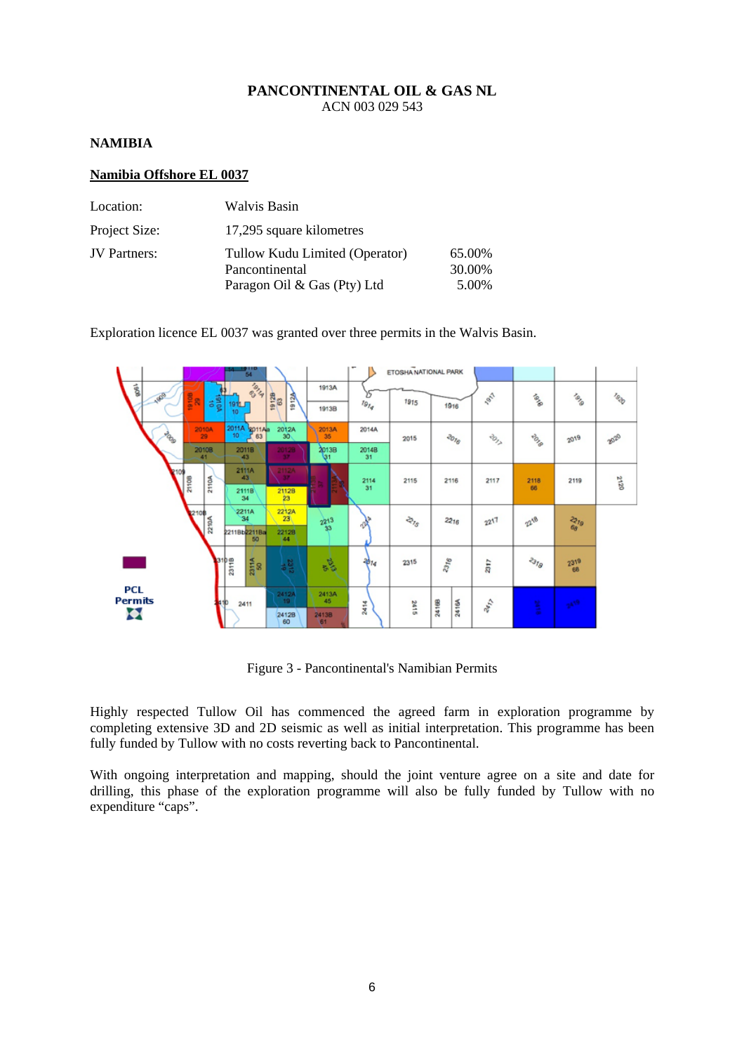**PANCONTINENTAL OIL & GAS NL**
ACN 003 029 543

**NAMIBIA**

**Namibia Offshore EL 0037**

| | | |
|---|---|---|
| Location: | Walvis Basin | |
| Project Size: | 17,295 square kilometres | |
| JV Partners: | Tullow Kudu Limited (Operator) | 65.00% |
| | Pancontinental | 30.00% |
| | Paragon Oil & Gas (Pty) Ltd | 5.00% |

Exploration licence EL 0037 was granted over three permits in the Walvis Basin.

Figure 3 - Pancontinental's Namibian Permits

Highly respected Tullow Oil has commenced the agreed farm in exploration programme by completing extensive 3D and 2D seismic as well as initial interpretation. This programme has been fully funded by Tullow with no costs reverting back to Pancontinental.

With ongoing interpretation and mapping, should the joint venture agree on a site and date for drilling, this phase of the exploration programme will also be fully funded by Tullow with no expenditure "caps".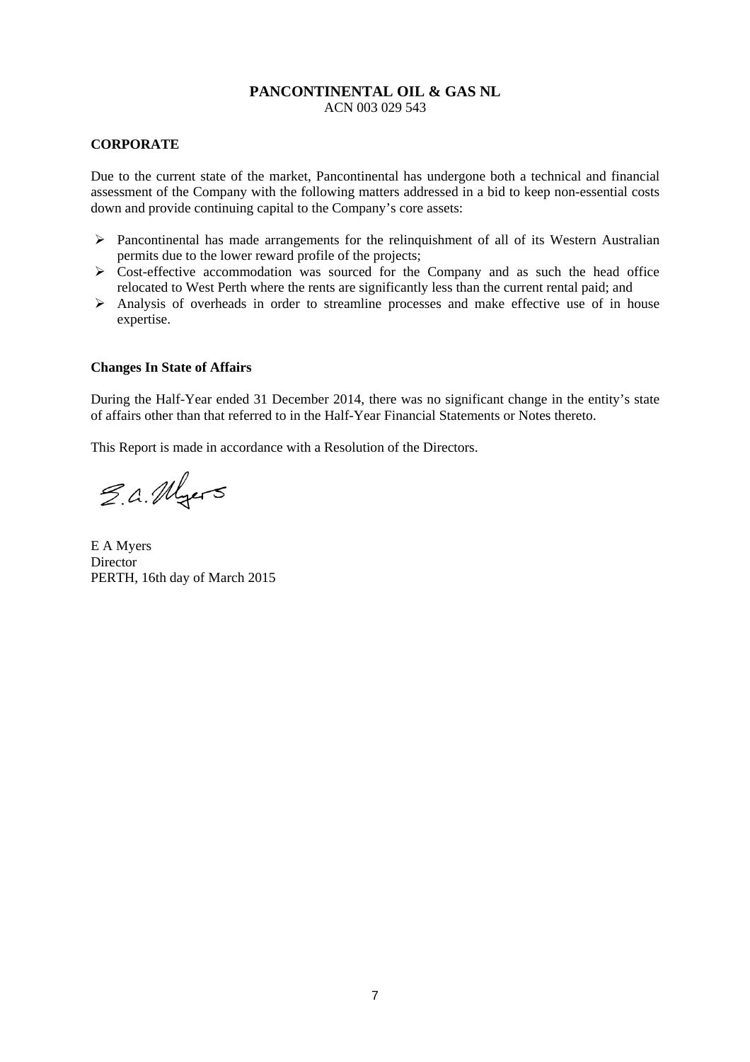**PANCONTINENTAL OIL & GAS NL**
ACN 003 029 543

**CORPORATE**

Due to the current state of the market, Pancontinental has undergone both a technical and financial assessment of the Company with the following matters addressed in a bid to keep non-essential costs down and provide continuing capital to the Company's core assets:

- Pancontinental has made arrangements for the relinquishment of all of its Western Australian permits due to the lower reward profile of the projects;
- Cost-effective accommodation was sourced for the Company and as such the head office relocated to West Perth where the rents are significantly less than the current rental paid; and
- Analysis of overheads in order to streamline processes and make effective use of in house expertise.

**Changes In State of Affairs**

During the Half-Year ended 31 December 2014, there was no significant change in the entity's state of affairs other than that referred to in the Half-Year Financial Statements or Notes thereto.

This Report is made in accordance with a Resolution of the Directors.

E.A. Myers

E A Myers
Director
PERTH, 16th day of March 2015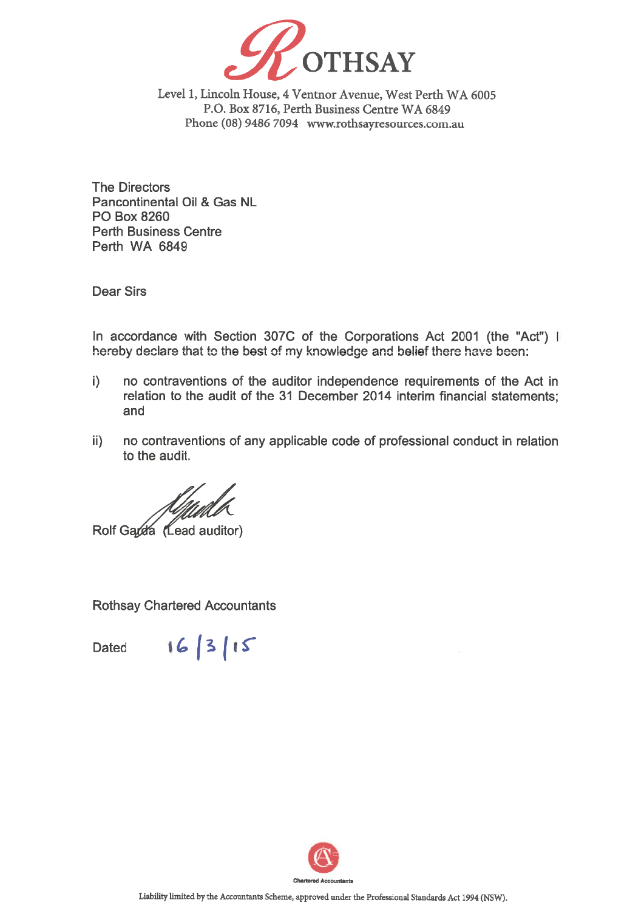# ROTHSAY

Level 1, Lincoln House, 4 Ventnor Avenue, West Perth WA 6005
P.O. Box 8716, Perth Business Centre WA 6849
Phone (08) 9486 7094 www.rothsayresources.com.au

The Directors
Pancontinental Oil & Gas NL
PO Box 8260
Perth Business Centre
Perth WA 6849

Dear Sirs

In accordance with Section 307C of the Corporations Act 2001 (the "Act") I hereby declare that to the best of my knowledge and belief there have been:

i) no contraventions of the auditor independence requirements of the Act in relation to the audit of the 31 December 2014 interim financial statements; and

ii) no contraventions of any applicable code of professional conduct in relation to the audit.

Rolf Garda (Lead auditor)

Rothsay Chartered Accountants

Dated 16/3/15

Chartered Accountants

Liability limited by the Accountants Scheme, approved under the Professional Standards Act 1994 (NSW).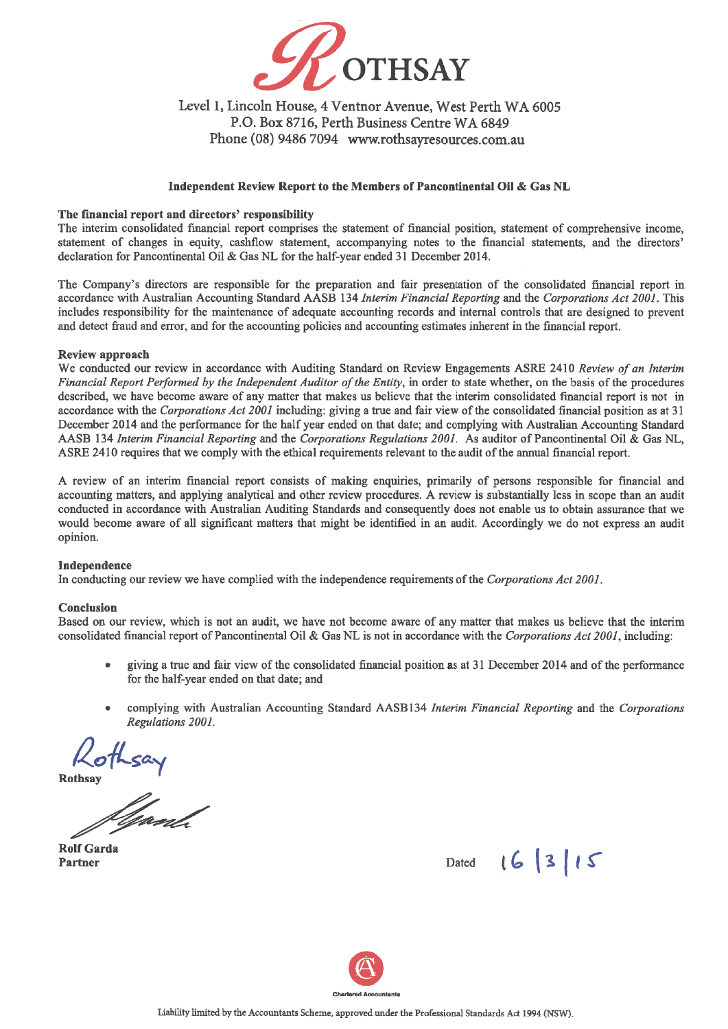ROTHSAY

Level 1, Lincoln House, 4 Ventnor Avenue, West Perth WA 6005
P.O. Box 8716, Perth Business Centre WA 6849
Phone (08) 9486 7094 www.rothsayresources.com.au

## Independent Review Report to the Members of Pancontinental Oil & Gas NL

### The financial report and directors' responsibility

The interim consolidated financial report comprises the statement of financial position, statement of comprehensive income, statement of changes in equity, cashflow statement, accompanying notes to the financial statements, and the directors' declaration for Pancontinental Oil & Gas NL for the half-year ended 31 December 2014.

The Company's directors are responsible for the preparation and fair presentation of the consolidated financial report in accordance with Australian Accounting Standard AASB 134 *Interim Financial Reporting* and the *Corporations Act 2001*. This includes responsibility for the maintenance of adequate accounting records and internal controls that are designed to prevent and detect fraud and error, and for the accounting policies and accounting estimates inherent in the financial report.

### Review approach

We conducted our review in accordance with Auditing Standard on Review Engagements ASRE 2410 *Review of an Interim Financial Report Performed by the Independent Auditor of the Entity*, in order to state whether, on the basis of the procedures described, we have become aware of any matter that makes us believe that the interim consolidated financial report is not in accordance with the *Corporations Act 2001* including: giving a true and fair view of the consolidated financial position as at 31 December 2014 and the performance for the half year ended on that date; and complying with Australian Accounting Standard AASB 134 *Interim Financial Reporting* and the *Corporations Regulations 2001*. As auditor of Pancontinental Oil & Gas NL, ASRE 2410 requires that we comply with the ethical requirements relevant to the audit of the annual financial report.

A review of an interim financial report consists of making enquiries, primarily of persons responsible for financial and accounting matters, and applying analytical and other review procedures. A review is substantially less in scope than an audit conducted in accordance with Australian Auditing Standards and consequently does not enable us to obtain assurance that we would become aware of all significant matters that might be identified in an audit. Accordingly we do not express an audit opinion.

### Independence

In conducting our review we have complied with the independence requirements of the *Corporations Act 2001*.

### Conclusion

Based on our review, which is not an audit, we have not become aware of any matter that makes us believe that the interim consolidated financial report of Pancontinental Oil & Gas NL is not in accordance with the *Corporations Act 2001*, including:

- giving a true and fair view of the consolidated financial position as at 31 December 2014 and of the performance for the half-year ended on that date; and
- complying with Australian Accounting Standard AASB134 *Interim Financial Reporting* and the *Corporations Regulations 2001*.

Rothsay

**Rothsay**

**Rolf Garda**
**Partner**

Dated 16/3/15

Chartered Accountants

Liability limited by the Accountants Scheme, approved under the Professional Standards Act 1994 (NSW).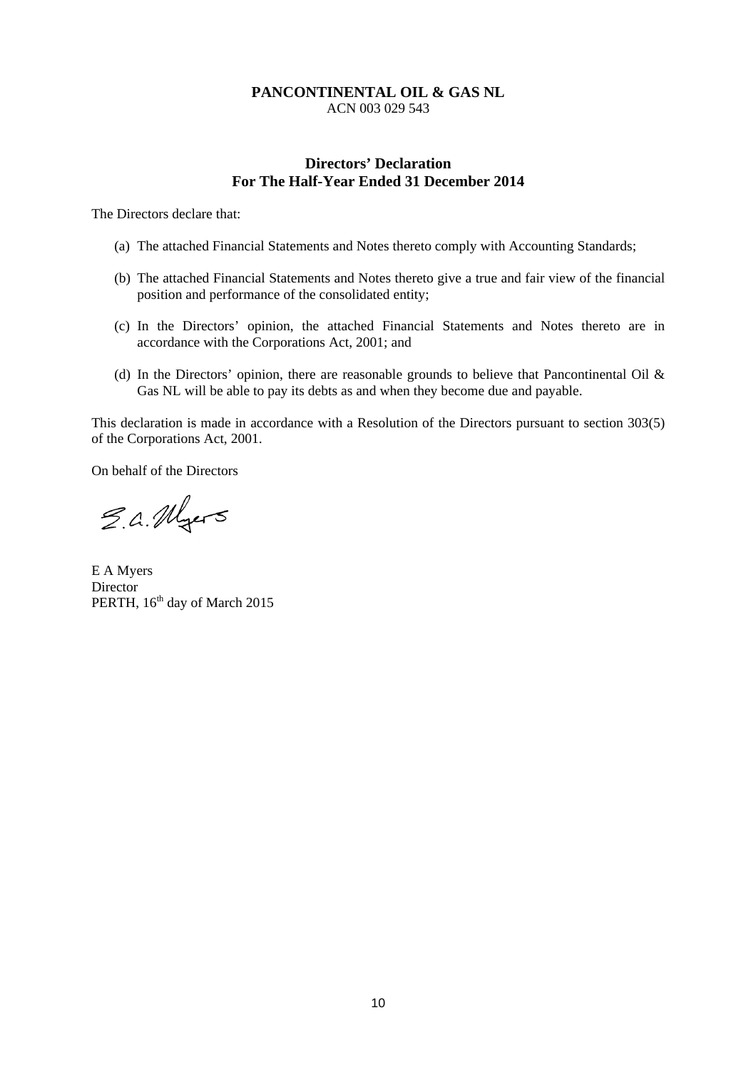**PANCONTINENTAL OIL & GAS NL**
ACN 003 029 543

## Directors' Declaration
## For The Half-Year Ended 31 December 2014

The Directors declare that:

(a) The attached Financial Statements and Notes thereto comply with Accounting Standards;

(b) The attached Financial Statements and Notes thereto give a true and fair view of the financial position and performance of the consolidated entity;

(c) In the Directors' opinion, the attached Financial Statements and Notes thereto are in accordance with the Corporations Act, 2001; and

(d) In the Directors' opinion, there are reasonable grounds to believe that Pancontinental Oil & Gas NL will be able to pay its debts as and when they become due and payable.

This declaration is made in accordance with a Resolution of the Directors pursuant to section 303(5) of the Corporations Act, 2001.

On behalf of the Directors

E A Myers
Director
PERTH, 16th day of March 2015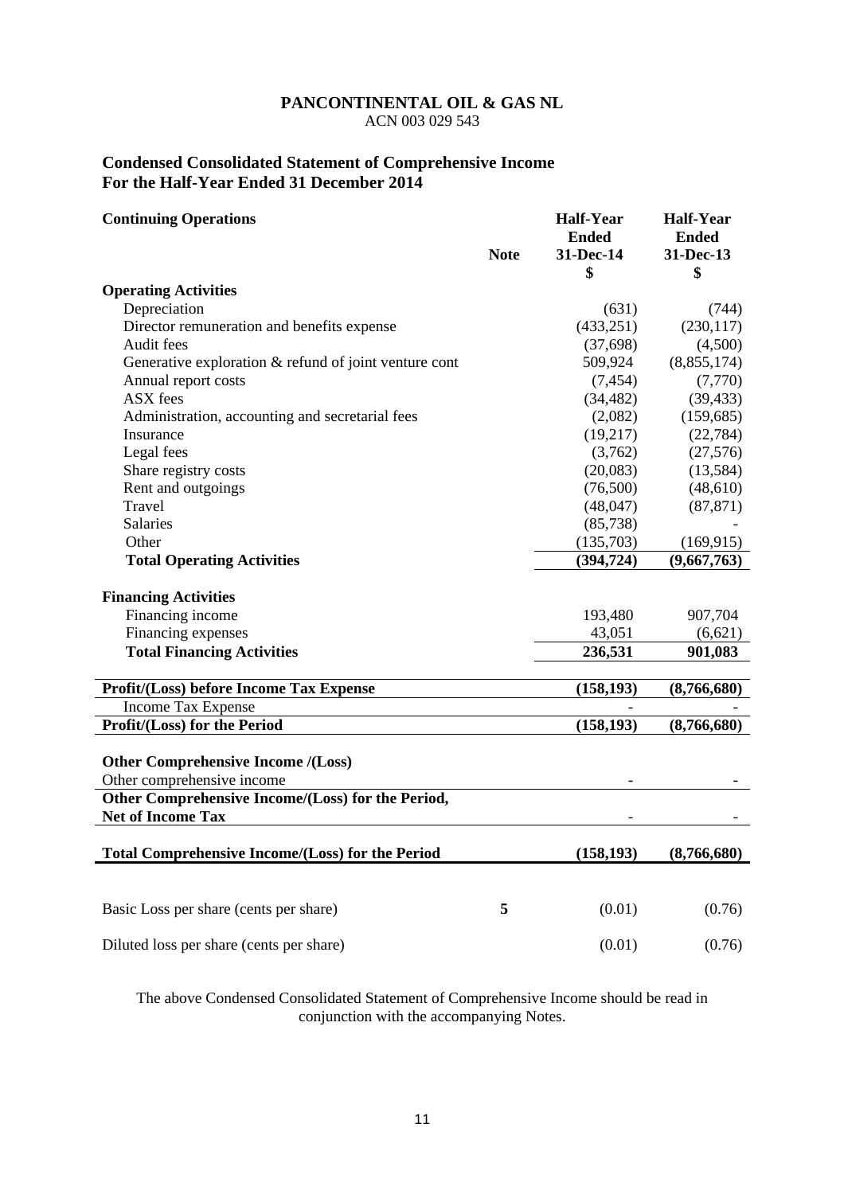**PANCONTINENTAL OIL & GAS NL**
ACN 003 029 543

## Condensed Consolidated Statement of Comprehensive Income
## For the Half-Year Ended 31 December 2014

| **Continuing Operations** | **Note** | **Half-Year Ended 31-Dec-14 $** | **Half-Year Ended 31-Dec-13 $** |
|---|---|---|---|
| **Operating Activities** | | | |
| Depreciation | | (631) | (744) |
| Director remuneration and benefits expense | | (433,251) | (230,117) |
| Audit fees | | (37,698) | (4,500) |
| Generative exploration & refund of joint venture cont | | 509,924 | (8,855,174) |
| Annual report costs | | (7,454) | (7,770) |
| ASX fees | | (34,482) | (39,433) |
| Administration, accounting and secretarial fees | | (2,082) | (159,685) |
| Insurance | | (19,217) | (22,784) |
| Legal fees | | (3,762) | (27,576) |
| Share registry costs | | (20,083) | (13,584) |
| Rent and outgoings | | (76,500) | (48,610) |
| Travel | | (48,047) | (87,871) |
| Salaries | | (85,738) | - |
| Other | | (135,703) | (169,915) |
| **Total Operating Activities** | | **(394,724)** | **(9,667,763)** |
| **Financing Activities** | | | |
| Financing income | | 193,480 | 907,704 |
| Financing expenses | | 43,051 | (6,621) |
| **Total Financing Activities** | | **236,531** | **901,083** |
| **Profit/(Loss) before Income Tax Expense** | | **(158,193)** | **(8,766,680)** |
| Income Tax Expense | | - | - |
| **Profit/(Loss) for the Period** | | **(158,193)** | **(8,766,680)** |
| **Other Comprehensive Income /(Loss)** | | | |
| Other comprehensive income | | - | - |
| **Other Comprehensive Income/(Loss) for the Period, Net of Income Tax** | | - | - |
| **Total Comprehensive Income/(Loss) for the Period** | | **(158,193)** | **(8,766,680)** |
| Basic Loss per share (cents per share) | 5 | (0.01) | (0.76) |
| Diluted loss per share (cents per share) | | (0.01) | (0.76) |

The above Condensed Consolidated Statement of Comprehensive Income should be read in conjunction with the accompanying Notes.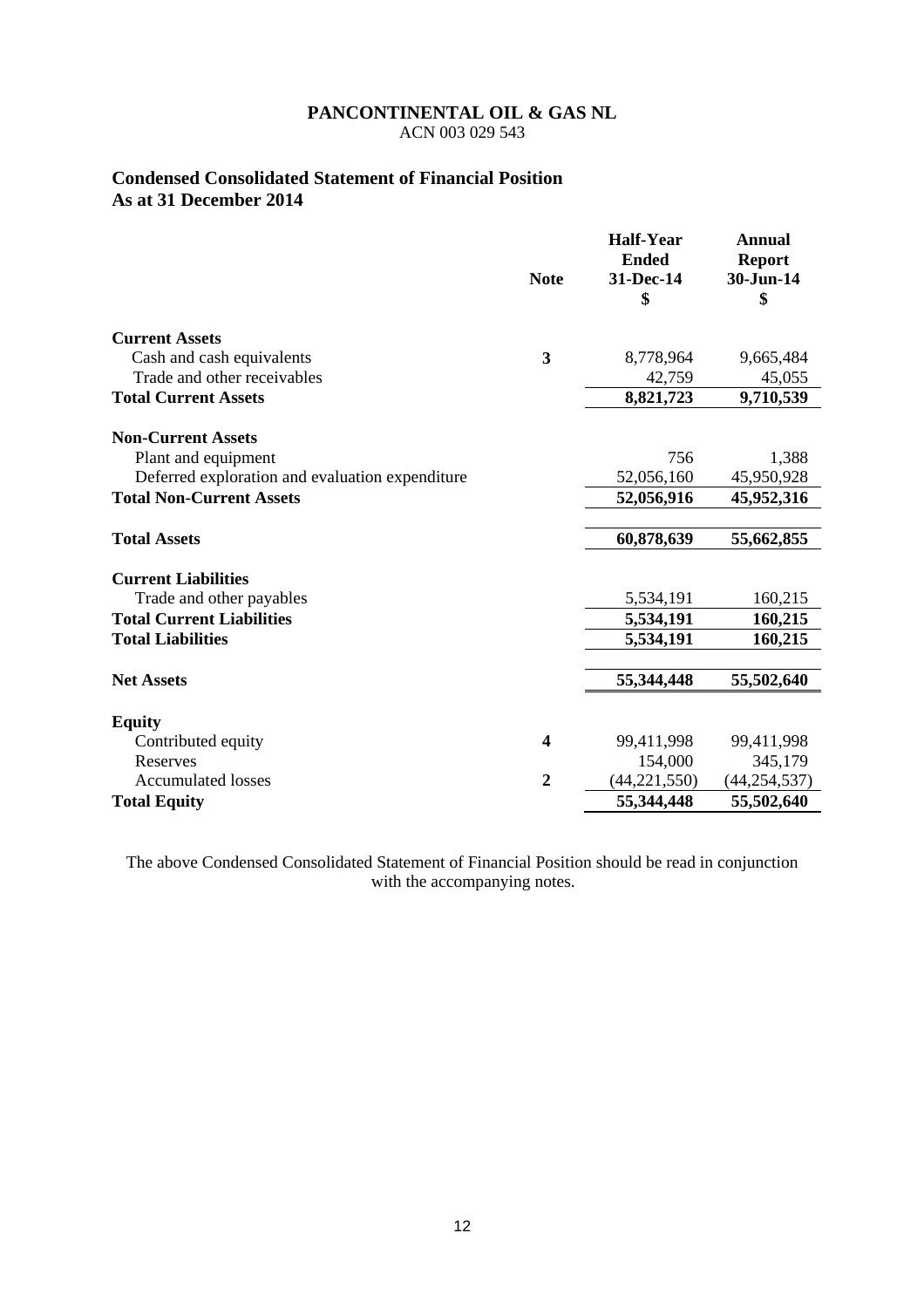**PANCONTINENTAL OIL & GAS NL**
ACN 003 029 543

## Condensed Consolidated Statement of Financial Position
## As at 31 December 2014

| | Note | Half-Year Ended 31-Dec-14 $ | Annual Report 30-Jun-14 $ |
|---|---|---|---|
| **Current Assets** | | | |
| Cash and cash equivalents | **3** | 8,778,964 | 9,665,484 |
| Trade and other receivables | | 42,759 | 45,055 |
| **Total Current Assets** | | **8,821,723** | **9,710,539** |
| **Non-Current Assets** | | | |
| Plant and equipment | | 756 | 1,388 |
| Deferred exploration and evaluation expenditure | | 52,056,160 | 45,950,928 |
| **Total Non-Current Assets** | | **52,056,916** | **45,952,316** |
| **Total Assets** | | **60,878,639** | **55,662,855** |
| **Current Liabilities** | | | |
| Trade and other payables | | 5,534,191 | 160,215 |
| **Total Current Liabilities** | | **5,534,191** | **160,215** |
| **Total Liabilities** | | **5,534,191** | **160,215** |
| **Net Assets** | | **55,344,448** | **55,502,640** |
| **Equity** | | | |
| Contributed equity | **4** | 99,411,998 | 99,411,998 |
| Reserves | | 154,000 | 345,179 |
| Accumulated losses | **2** | (44,221,550) | (44,254,537) |
| **Total Equity** | | **55,344,448** | **55,502,640** |

The above Condensed Consolidated Statement of Financial Position should be read in conjunction with the accompanying notes.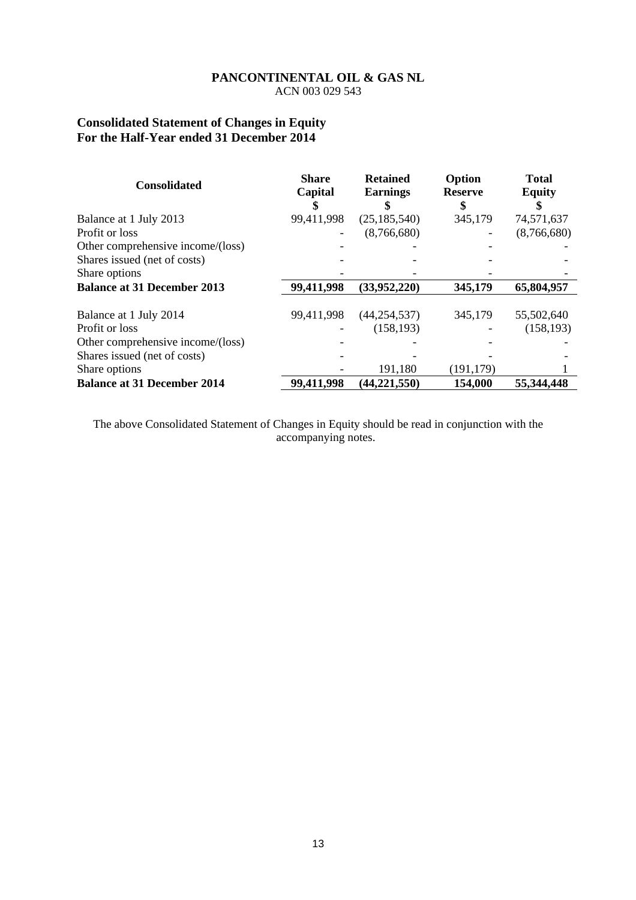**PANCONTINENTAL OIL & GAS NL**
ACN 003 029 543

## Consolidated Statement of Changes in Equity
## For the Half-Year ended 31 December 2014

| Consolidated | Share Capital $ | Retained Earnings $ | Option Reserve $ | Total Equity $ |
|---|---|---|---|---|
| Balance at 1 July 2013 | 99,411,998 | (25,185,540) | 345,179 | 74,571,637 |
| Profit or loss | - | (8,766,680) | - | (8,766,680) |
| Other comprehensive income/(loss) | - | - | - | - |
| Shares issued (net of costs) | - | - | - | - |
| Share options | - | - | - | - |
| **Balance at 31 December 2013** | **99,411,998** | **(33,952,220)** | **345,179** | **65,804,957** |
| | | | | |
| Balance at 1 July 2014 | 99,411,998 | (44,254,537) | 345,179 | 55,502,640 |
| Profit or loss | - | (158,193) | - | (158,193) |
| Other comprehensive income/(loss) | - | - | - | - |
| Shares issued (net of costs) | - | - | - | - |
| Share options | - | 191,180 | (191,179) | 1 |
| **Balance at 31 December 2014** | **99,411,998** | **(44,221,550)** | **154,000** | **55,344,448** |

The above Consolidated Statement of Changes in Equity should be read in conjunction with the accompanying notes.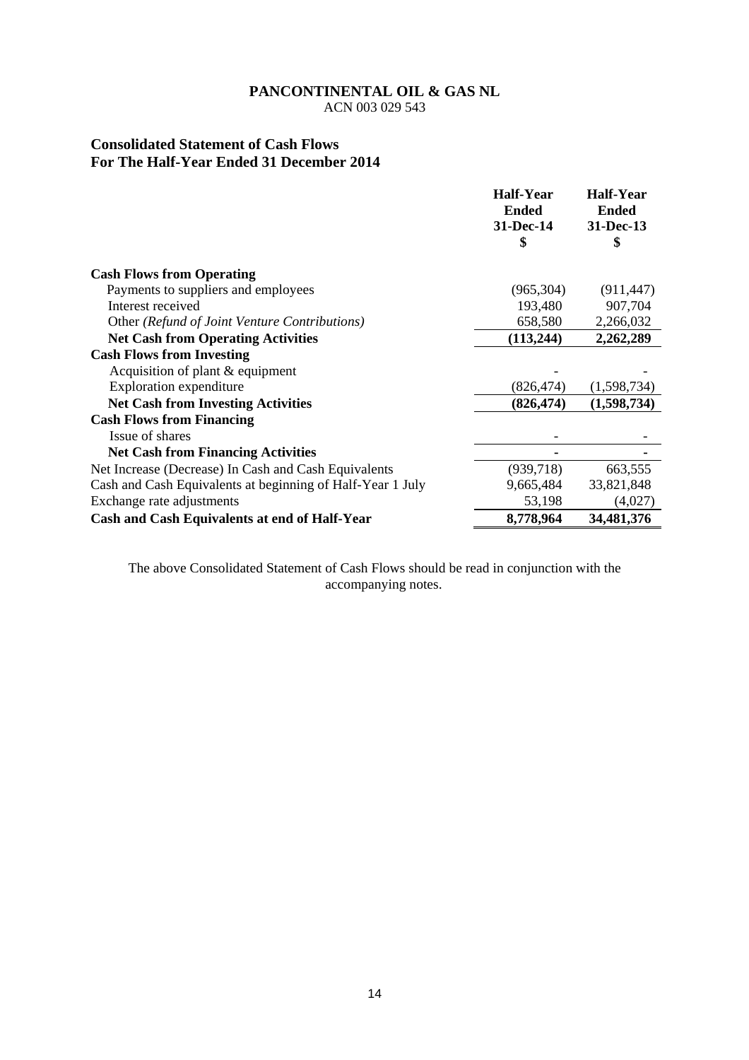**PANCONTINENTAL OIL & GAS NL**
ACN 003 029 543

## Consolidated Statement of Cash Flows
## For The Half-Year Ended 31 December 2014

| | Half-Year Ended 31-Dec-14 $ | Half-Year Ended 31-Dec-13 $ |
|---|---|---|
| **Cash Flows from Operating** | | |
| Payments to suppliers and employees | (965,304) | (911,447) |
| Interest received | 193,480 | 907,704 |
| Other *(Refund of Joint Venture Contributions)* | 658,580 | 2,266,032 |
| **Net Cash from Operating Activities** | **(113,244)** | **2,262,289** |
| **Cash Flows from Investing** | | |
| Acquisition of plant & equipment | - | - |
| Exploration expenditure | (826,474) | (1,598,734) |
| **Net Cash from Investing Activities** | **(826,474)** | **(1,598,734)** |
| **Cash Flows from Financing** | | |
| Issue of shares | - | - |
| **Net Cash from Financing Activities** | **-** | **-** |
| Net Increase (Decrease) In Cash and Cash Equivalents | (939,718) | 663,555 |
| Cash and Cash Equivalents at beginning of Half-Year 1 July | 9,665,484 | 33,821,848 |
| Exchange rate adjustments | 53,198 | (4,027) |
| **Cash and Cash Equivalents at end of Half-Year** | **8,778,964** | **34,481,376** |

The above Consolidated Statement of Cash Flows should be read in conjunction with the accompanying notes.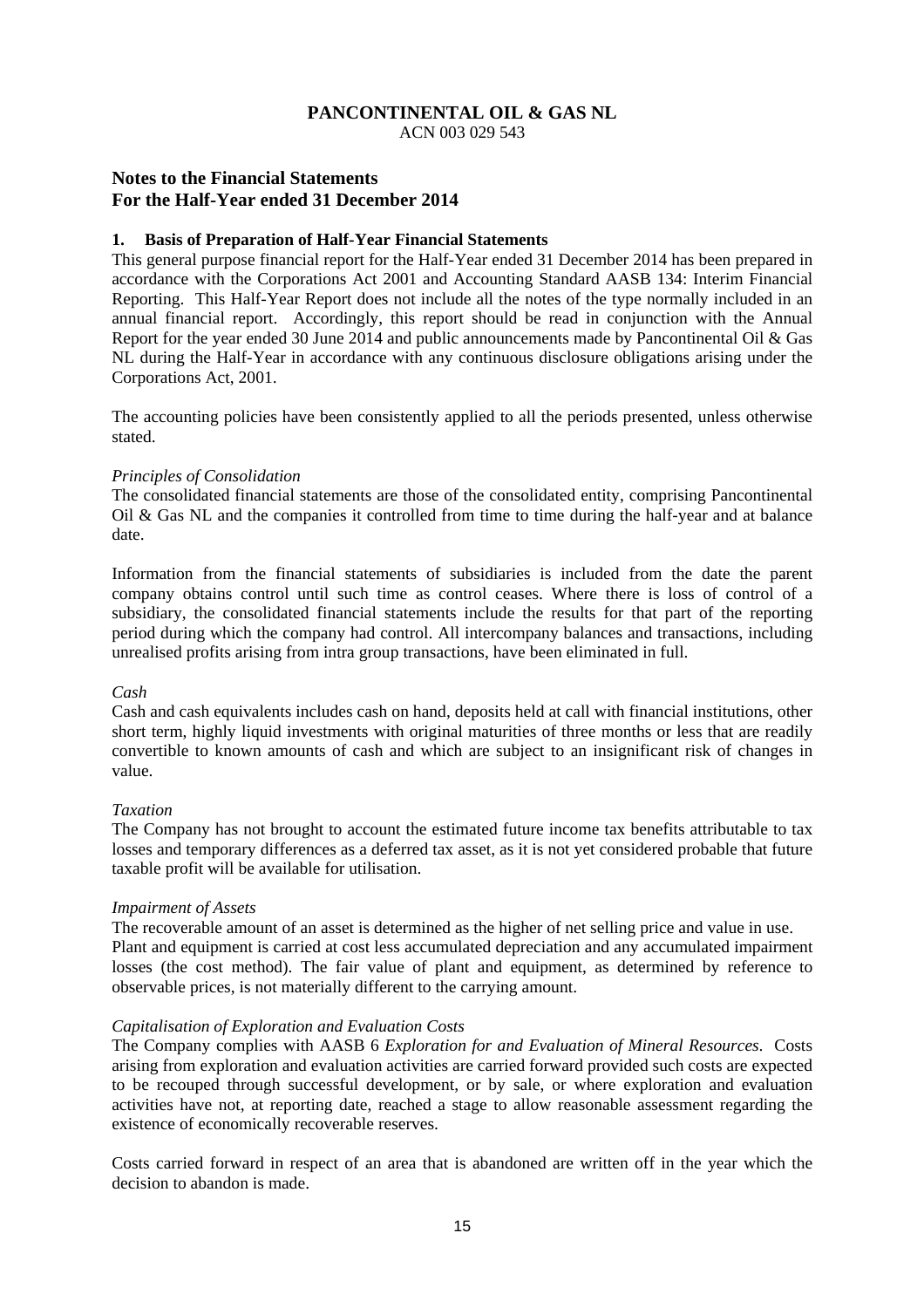**PANCONTINENTAL OIL & GAS NL**
ACN 003 029 543

## Notes to the Financial Statements
## For the Half-Year ended 31 December 2014

### 1. Basis of Preparation of Half-Year Financial Statements

This general purpose financial report for the Half-Year ended 31 December 2014 has been prepared in accordance with the Corporations Act 2001 and Accounting Standard AASB 134: Interim Financial Reporting. This Half-Year Report does not include all the notes of the type normally included in an annual financial report. Accordingly, this report should be read in conjunction with the Annual Report for the year ended 30 June 2014 and public announcements made by Pancontinental Oil & Gas NL during the Half-Year in accordance with any continuous disclosure obligations arising under the Corporations Act, 2001.

The accounting policies have been consistently applied to all the periods presented, unless otherwise stated.

*Principles of Consolidation*

The consolidated financial statements are those of the consolidated entity, comprising Pancontinental Oil & Gas NL and the companies it controlled from time to time during the half-year and at balance date.

Information from the financial statements of subsidiaries is included from the date the parent company obtains control until such time as control ceases. Where there is loss of control of a subsidiary, the consolidated financial statements include the results for that part of the reporting period during which the company had control. All intercompany balances and transactions, including unrealised profits arising from intra group transactions, have been eliminated in full.

*Cash*

Cash and cash equivalents includes cash on hand, deposits held at call with financial institutions, other short term, highly liquid investments with original maturities of three months or less that are readily convertible to known amounts of cash and which are subject to an insignificant risk of changes in value.

*Taxation*

The Company has not brought to account the estimated future income tax benefits attributable to tax losses and temporary differences as a deferred tax asset, as it is not yet considered probable that future taxable profit will be available for utilisation.

*Impairment of Assets*

The recoverable amount of an asset is determined as the higher of net selling price and value in use.
Plant and equipment is carried at cost less accumulated depreciation and any accumulated impairment losses (the cost method). The fair value of plant and equipment, as determined by reference to observable prices, is not materially different to the carrying amount.

*Capitalisation of Exploration and Evaluation Costs*

The Company complies with AASB 6 *Exploration for and Evaluation of Mineral Resources*. Costs arising from exploration and evaluation activities are carried forward provided such costs are expected to be recouped through successful development, or by sale, or where exploration and evaluation activities have not, at reporting date, reached a stage to allow reasonable assessment regarding the existence of economically recoverable reserves.

Costs carried forward in respect of an area that is abandoned are written off in the year which the decision to abandon is made.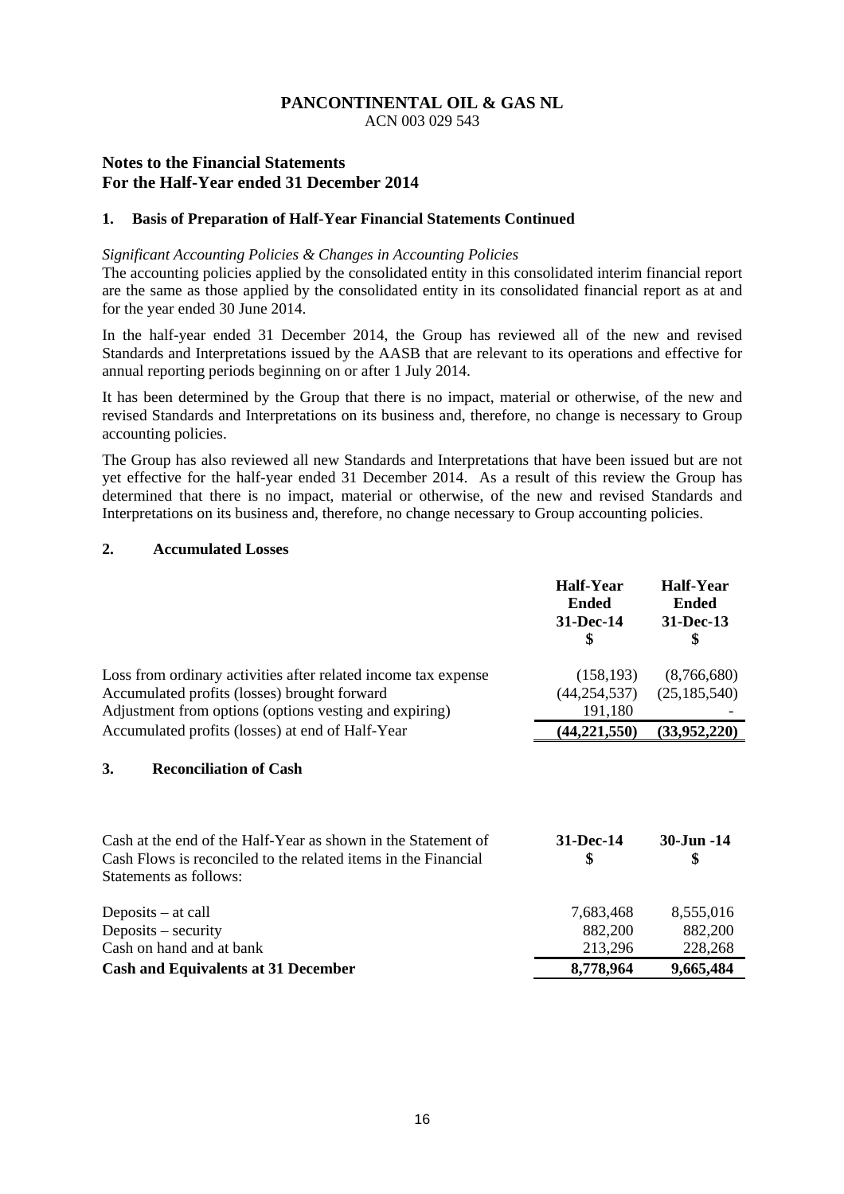# PANCONTINENTAL OIL & GAS NL

ACN 003 029 543

## Notes to the Financial Statements For the Half-Year ended 31 December 2014

### 1. Basis of Preparation of Half-Year Financial Statements Continued

*Significant Accounting Policies & Changes in Accounting Policies*

The accounting policies applied by the consolidated entity in this consolidated interim financial report are the same as those applied by the consolidated entity in its consolidated financial report as at and for the year ended 30 June 2014.

In the half-year ended 31 December 2014, the Group has reviewed all of the new and revised Standards and Interpretations issued by the AASB that are relevant to its operations and effective for annual reporting periods beginning on or after 1 July 2014.

It has been determined by the Group that there is no impact, material or otherwise, of the new and revised Standards and Interpretations on its business and, therefore, no change is necessary to Group accounting policies.

The Group has also reviewed all new Standards and Interpretations that have been issued but are not yet effective for the half-year ended 31 December 2014. As a result of this review the Group has determined that there is no impact, material or otherwise, of the new and revised Standards and Interpretations on its business and, therefore, no change necessary to Group accounting policies.

### 2. Accumulated Losses

| | Half-Year Ended 31-Dec-14 $ | Half-Year Ended 31-Dec-13 $ |
|---|---|---|
| Loss from ordinary activities after related income tax expense | (158,193) | (8,766,680) |
| Accumulated profits (losses) brought forward | (44,254,537) | (25,185,540) |
| Adjustment from options (options vesting and expiring) | 191,180 | - |
| Accumulated profits (losses) at end of Half-Year | **(44,221,550)** | **(33,952,220)** |

### 3. Reconciliation of Cash

| Cash at the end of the Half-Year as shown in the Statement of Cash Flows is reconciled to the related items in the Financial Statements as follows: | 31-Dec-14 $ | 30-Jun -14 $ |
|---|---|---|
| Deposits – at call | 7,683,468 | 8,555,016 |
| Deposits – security | 882,200 | 882,200 |
| Cash on hand and at bank | 213,296 | 228,268 |
| **Cash and Equivalents at 31 December** | **8,778,964** | **9,665,484** |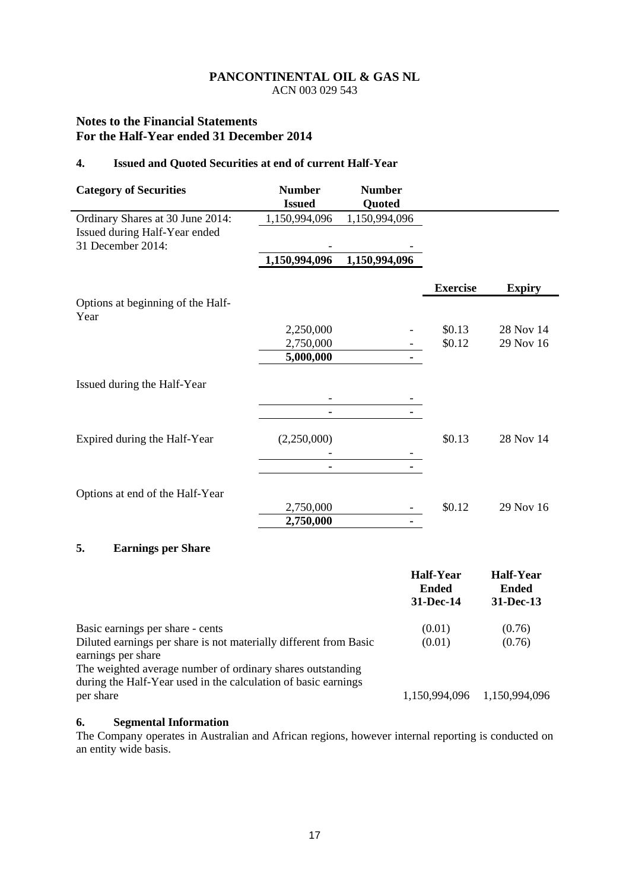**PANCONTINENTAL OIL & GAS NL**
ACN 003 029 543

## Notes to the Financial Statements
## For the Half-Year ended 31 December 2014

### 4. Issued and Quoted Securities at end of current Half-Year

| Category of Securities | Number Issued | Number Quoted | | |
|---|---|---|---|---|
| Ordinary Shares at 30 June 2014: | 1,150,994,096 | 1,150,994,096 | | |
| Issued during Half-Year ended 31 December 2014: | - | - | | |
| | **1,150,994,096** | **1,150,994,096** | | |
| | | | **Exercise** | **Expiry** |
| Options at beginning of the Half-Year | | | | |
| | 2,250,000 | - | $0.13 | 28 Nov 14 |
| | 2,750,000 | - | $0.12 | 29 Nov 16 |
| | **5,000,000** | **-** | | |
| Issued during the Half-Year | | | | |
| | - | - | | |
| | **-** | **-** | | |
| Expired during the Half-Year | (2,250,000) | | $0.13 | 28 Nov 14 |
| | - | - | | |
| | **-** | **-** | | |
| Options at end of the Half-Year | | | | |
| | 2,750,000 | - | $0.12 | 29 Nov 16 |
| | **2,750,000** | **-** | | |

### 5. Earnings per Share

| | Half-Year Ended 31-Dec-14 | Half-Year Ended 31-Dec-13 |
|---|---|---|
| Basic earnings per share - cents | (0.01) | (0.76) |
| Diluted earnings per share is not materially different from Basic earnings per share | (0.01) | (0.76) |
| The weighted average number of ordinary shares outstanding during the Half-Year used in the calculation of basic earnings per share | 1,150,994,096 | 1,150,994,096 |

### 6. Segmental Information

The Company operates in Australian and African regions, however internal reporting is conducted on an entity wide basis.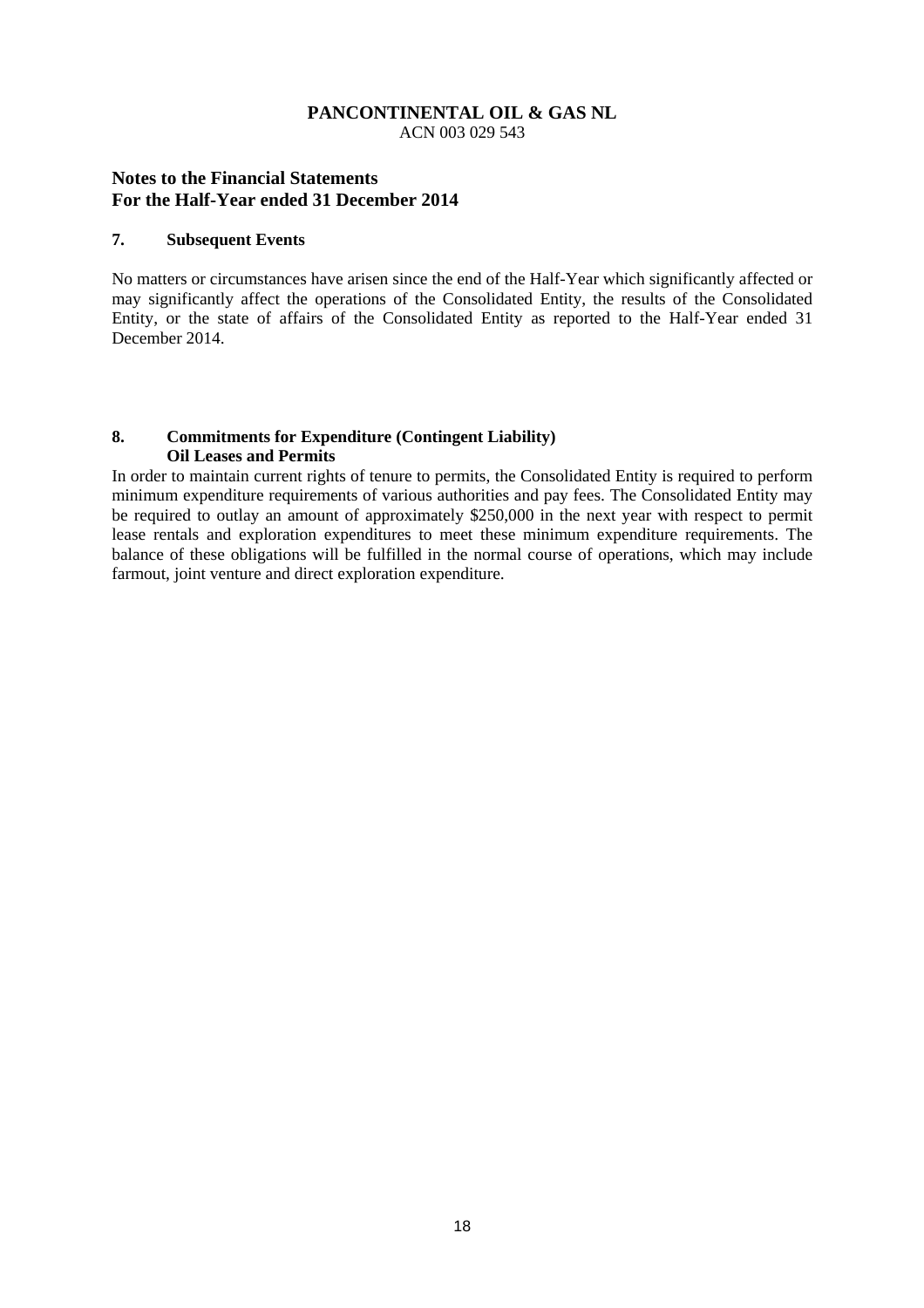# PANCONTINENTAL OIL & GAS NL

ACN 003 029 543

## Notes to the Financial Statements
## For the Half-Year ended 31 December 2014

### 7. Subsequent Events

No matters or circumstances have arisen since the end of the Half-Year which significantly affected or may significantly affect the operations of the Consolidated Entity, the results of the Consolidated Entity, or the state of affairs of the Consolidated Entity as reported to the Half-Year ended 31 December 2014.

### 8. Commitments for Expenditure (Contingent Liability)

**Oil Leases and Permits**

In order to maintain current rights of tenure to permits, the Consolidated Entity is required to perform minimum expenditure requirements of various authorities and pay fees. The Consolidated Entity may be required to outlay an amount of approximately $250,000 in the next year with respect to permit lease rentals and exploration expenditures to meet these minimum expenditure requirements. The balance of these obligations will be fulfilled in the normal course of operations, which may include farmout, joint venture and direct exploration expenditure.